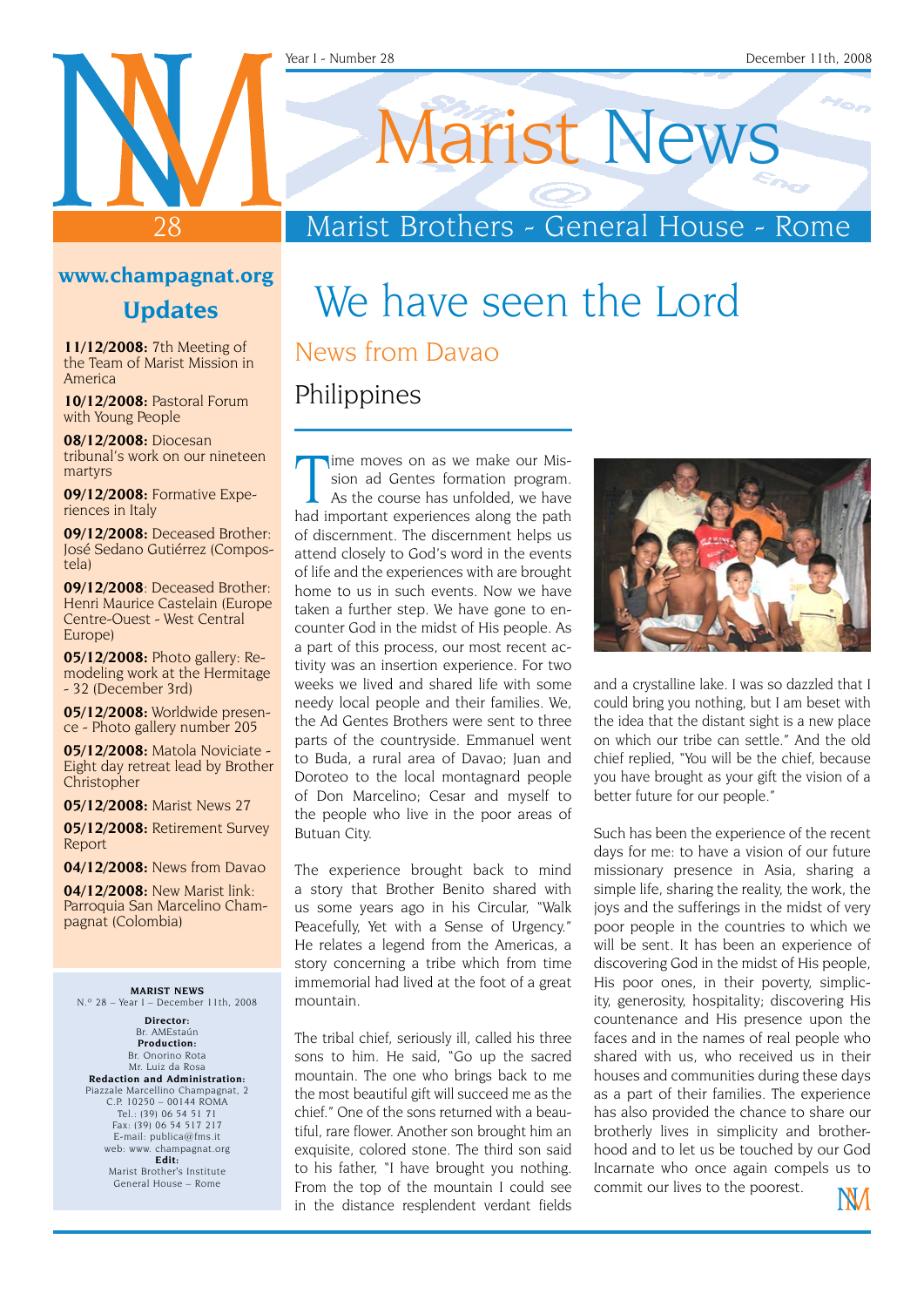Year I - Number 28 — December 11th, 2008

# Marist News

## Marist Brothers - General House - Rome

**www.champagnat.org**

### Updates

**11/12/2008:** 7th Meeting of the Team of Marist Mission in America

**10/12/2008:** Pastoral Forum with Young People

**08/12/2008:** Diocesan tribunal's work on our nineteen martyrs

**09/12/2008:** Formative Experiences in Italy

**09/12/2008:** Deceased Brother: José Sedano Gutiérrez (Compostela)

**09/12/2008**: Deceased Brother: Henri Maurice Castelain (Europe Centre-Ouest - West Central Europe)

**05/12/2008:** Photo gallery: Remodeling work at the Hermitage - 32 (December 3rd)

**05/12/2008:** Worldwide presence - Photo gallery number 205

**05/12/2008:** Matola Noviciate - Eight day retreat lead by Brother Christopher

**05/12/2008:** Marist News 27

**05/12/2008:** Retirement Survey Report

**04/12/2008:** News from Davao

**04/12/2008:** New Marist link: Parroquia San Marcelino Champagnat (Colombia)

**MARIST NEWS**
N.º 28 – Year I – December 11th, 2008

**Director:** Br. AMEstaún
**Production:** Br. Onorino Rota, Mr. Luiz da Rosa
**Redaction and Administration:** Piazzale Marcellino Champagnat, 2, C.P. 10250 – 00144 ROMA
Tel.: (39) 06 54 51 71
Fax: (39) 06 54 517 217
E-mail: publica@fms.it
web: www. champagnat.org
**Edit:** Marist Brother's Institute, General House – Rome

# We have seen the Lord

## News from Davao

### Philippines

Time moves on as we make our Mission ad Gentes formation program. As the course has unfolded, we have had important experiences along the path of discernment. The discernment helps us attend closely to God's word in the events of life and the experiences with are brought home to us in such events. Now we have taken a further step. We have gone to encounter God in the midst of His people. As a part of this process, our most recent activity was an insertion experience. For two weeks we lived and shared life with some needy local people and their families. We, the Ad Gentes Brothers were sent to three parts of the countryside. Emmanuel went to Buda, a rural area of Davao; Juan and Doroteo to the local montagnard people of Don Marcelino; Cesar and myself to the people who live in the poor areas of Butuan City.

The experience brought back to mind a story that Brother Benito shared with us some years ago in his Circular, "Walk Peacefully, Yet with a Sense of Urgency." He relates a legend from the Americas, a story concerning a tribe which from time immemorial had lived at the foot of a great mountain.

The tribal chief, seriously ill, called his three sons to him. He said, "Go up the sacred mountain. The one who brings back to me the most beautiful gift will succeed me as the chief." One of the sons returned with a beautiful, rare flower. Another son brought him an exquisite, colored stone. The third son said to his father, "I have brought you nothing. From the top of the mountain I could see in the distance resplendent verdant fields and a crystalline lake. I was so dazzled that I could bring you nothing, but I am beset with the idea that the distant sight is a new place on which our tribe can settle." And the old chief replied, "You will be the chief, because you have brought as your gift the vision of a better future for our people."

Such has been the experience of the recent days for me: to have a vision of our future missionary presence in Asia, sharing a simple life, sharing the reality, the work, the joys and the sufferings in the midst of very poor people in the countries to which we will be sent. It has been an experience of discovering God in the midst of His people, His poor ones, in their poverty, simplicity, generosity, hospitality; discovering His countenance and His presence upon the faces and in the names of real people who shared with us, who received us in their houses and communities during these days as a part of their families. The experience has also provided the chance to share our brotherly lives in simplicity and brotherhood and to let us be touched by our God Incarnate who once again compels us to commit our lives to the poorest.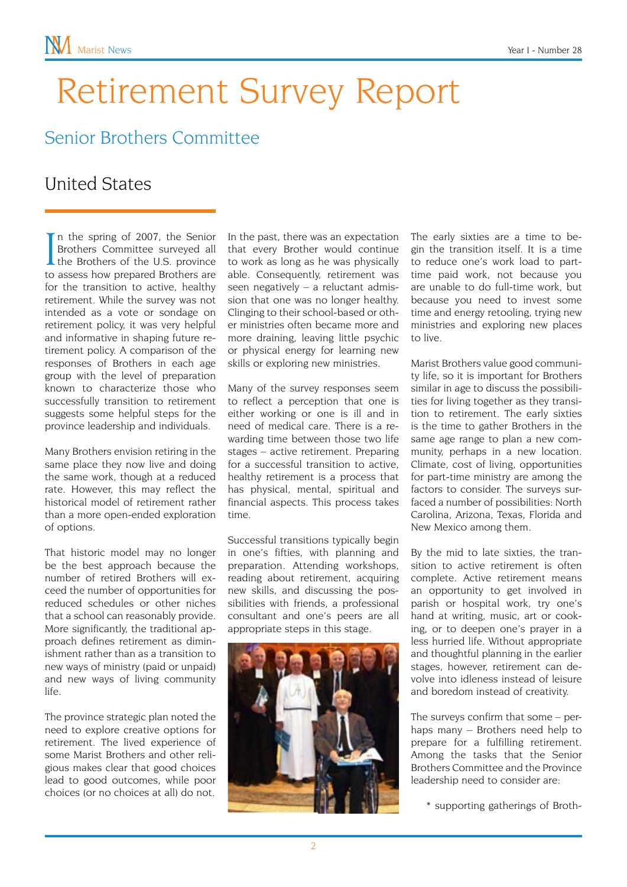# Retirement Survey Report

## Senior Brothers Committee

### United States

In the spring of 2007, the Senior Brothers Committee surveyed all the Brothers of the U.S. province to assess how prepared Brothers are for the transition to active, healthy retirement. While the survey was not intended as a vote or sondage on retirement policy, it was very helpful and informative in shaping future retirement policy. A comparison of the responses of Brothers in each age group with the level of preparation known to characterize those who successfully transition to retirement suggests some helpful steps for the province leadership and individuals.

Many Brothers envision retiring in the same place they now live and doing the same work, though at a reduced rate. However, this may reflect the historical model of retirement rather than a more open-ended exploration of options.

That historic model may no longer be the best approach because the number of retired Brothers will exceed the number of opportunities for reduced schedules or other niches that a school can reasonably provide. More significantly, the traditional approach defines retirement as diminishment rather than as a transition to new ways of ministry (paid or unpaid) and new ways of living community life.

The province strategic plan noted the need to explore creative options for retirement. The lived experience of some Marist Brothers and other religious makes clear that good choices lead to good outcomes, while poor choices (or no choices at all) do not.

In the past, there was an expectation that every Brother would continue to work as long as he was physically able. Consequently, retirement was seen negatively – a reluctant admission that one was no longer healthy. Clinging to their school-based or other ministries often became more and more draining, leaving little psychic or physical energy for learning new skills or exploring new ministries.

Many of the survey responses seem to reflect a perception that one is either working or one is ill and in need of medical care. There is a rewarding time between those two life stages – active retirement. Preparing for a successful transition to active, healthy retirement is a process that has physical, mental, spiritual and financial aspects. This process takes time.

Successful transitions typically begin in one's fifties, with planning and preparation. Attending workshops, reading about retirement, acquiring new skills, and discussing the possibilities with friends, a professional consultant and one's peers are all appropriate steps in this stage.

The early sixties are a time to begin the transition itself. It is a time to reduce one's work load to part-time paid work, not because you are unable to do full-time work, but because you need to invest some time and energy retooling, trying new ministries and exploring new places to live.

Marist Brothers value good community life, so it is important for Brothers similar in age to discuss the possibilities for living together as they transition to retirement. The early sixties is the time to gather Brothers in the same age range to plan a new community, perhaps in a new location. Climate, cost of living, opportunities for part-time ministry are among the factors to consider. The surveys surfaced a number of possibilities: North Carolina, Arizona, Texas, Florida and New Mexico among them.

By the mid to late sixties, the transition to active retirement is often complete. Active retirement means an opportunity to get involved in parish or hospital work, try one's hand at writing, music, art or cooking, or to deepen one's prayer in a less hurried life. Without appropriate and thoughtful planning in the earlier stages, however, retirement can devolve into idleness instead of leisure and boredom instead of creativity.

The surveys confirm that some – perhaps many – Brothers need help to prepare for a fulfilling retirement. Among the tasks that the Senior Brothers Committee and the Province leadership need to consider are:

* supporting gatherings of Broth-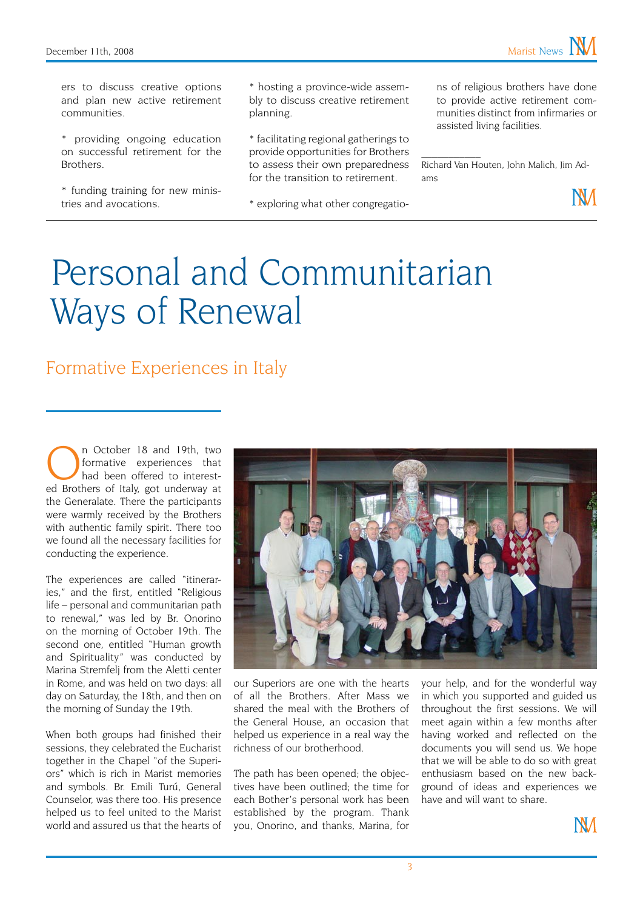ers to discuss creative options and plan new active retirement communities.

* providing ongoing education on successful retirement for the Brothers.

* funding training for new ministries and avocations.

* hosting a province-wide assembly to discuss creative retirement planning.

* facilitating regional gatherings to provide opportunities for Brothers to assess their own preparedness for the transition to retirement.

* exploring what other congregations of religious brothers have done to provide active retirement communities distinct from infirmaries or assisted living facilities.

---

Richard Van Houten, John Malich, Jim Adams

# Personal and Communitarian Ways of Renewal

## Formative Experiences in Italy

On October 18 and 19th, two formative experiences that had been offered to interested Brothers of Italy, got underway at the Generalate. There the participants were warmly received by the Brothers with authentic family spirit. There too we found all the necessary facilities for conducting the experience.

The experiences are called "itineraries," and the first, entitled "Religious life – personal and communitarian path to renewal," was led by Br. Onorino on the morning of October 19th. The second one, entitled "Human growth and Spirituality" was conducted by Marina Stremfelj from the Aletti center in Rome, and was held on two days: all day on Saturday, the 18th, and then on the morning of Sunday the 19th.

When both groups had finished their sessions, they celebrated the Eucharist together in the Chapel "of the Superiors" which is rich in Marist memories and symbols. Br. Emili Turú, General Counselor, was there too. His presence helped us to feel united to the Marist world and assured us that the hearts of our Superiors are one with the hearts of all the Brothers. After Mass we shared the meal with the Brothers of the General House, an occasion that helped us experience in a real way the richness of our brotherhood.

The path has been opened; the objectives have been outlined; the time for each Bother's personal work has been established by the program. Thank you, Onorino, and thanks, Marina, for your help, and for the wonderful way in which you supported and guided us throughout the first sessions. We will meet again within a few months after having worked and reflected on the documents you will send us. We hope that we will be able to do so with great enthusiasm based on the new background of ideas and experiences we have and will want to share.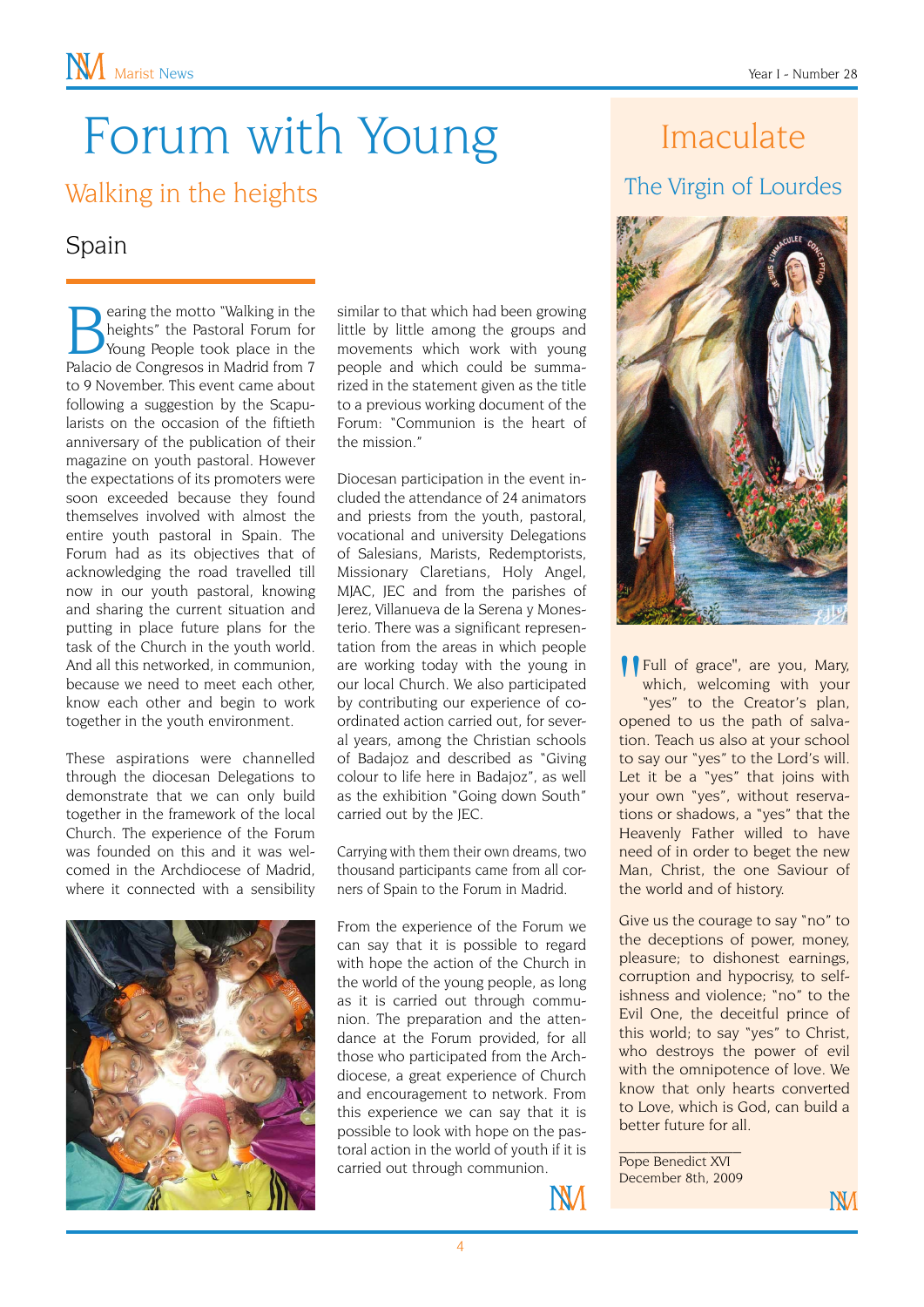# Forum with Young

## Walking in the heights

### Spain

Bearing the motto "Walking in the heights" the Pastoral Forum for Young People took place in the Palacio de Congresos in Madrid from 7 to 9 November. This event came about following a suggestion by the Scapularists on the occasion of the fiftieth anniversary of the publication of their magazine on youth pastoral. However the expectations of its promoters were soon exceeded because they found themselves involved with almost the entire youth pastoral in Spain. The Forum had as its objectives that of acknowledging the road travelled till now in our youth pastoral, knowing and sharing the current situation and putting in place future plans for the task of the Church in the youth world. And all this networked, in communion, because we need to meet each other, know each other and begin to work together in the youth environment.

These aspirations were channelled through the diocesan Delegations to demonstrate that we can only build together in the framework of the local Church. The experience of the Forum was founded on this and it was welcomed in the Archdiocese of Madrid, where it connected with a sensibility similar to that which had been growing little by little among the groups and movements which work with young people and which could be summarized in the statement given as the title to a previous working document of the Forum: "Communion is the heart of the mission."

Diocesan participation in the event included the attendance of 24 animators and priests from the youth, pastoral, vocational and university Delegations of Salesians, Marists, Redemptorists, Missionary Claretians, Holy Angel, MJAC, JEC and from the parishes of Jerez, Villanueva de la Serena y Monesterio. There was a significant representation from the areas in which people are working today with the young in our local Church. We also participated by contributing our experience of coordinated action carried out, for several years, among the Christian schools of Badajoz and described as "Giving colour to life here in Badajoz", as well as the exhibition "Going down South" carried out by the JEC.

Carrying with them their own dreams, two thousand participants came from all corners of Spain to the Forum in Madrid.

From the experience of the Forum we can say that it is possible to regard with hope the action of the Church in the world of the young people, as long as it is carried out through communion. The preparation and the attendance at the Forum provided, for all those who participated from the Archdiocese, a great experience of Church and encouragement to network. From this experience we can say that it is possible to look with hope on the pastoral action in the world of youth if it is carried out through communion.

# Imaculate

## The Virgin of Lourdes

"Full of grace", are you, Mary, which, welcoming with your "yes" to the Creator's plan, opened to us the path of salvation. Teach us also at your school to say our "yes" to the Lord's will. Let it be a "yes" that joins with your own "yes", without reservations or shadows, a "yes" that the Heavenly Father willed to have need of in order to beget the new Man, Christ, the one Saviour of the world and of history.

Give us the courage to say "no" to the deceptions of power, money, pleasure; to dishonest earnings, corruption and hypocrisy, to selfishness and violence; "no" to the Evil One, the deceitful prince of this world; to say "yes" to Christ, who destroys the power of evil with the omnipotence of love. We know that only hearts converted to Love, which is God, can build a better future for all.

Pope Benedict XVI
December 8th, 2009